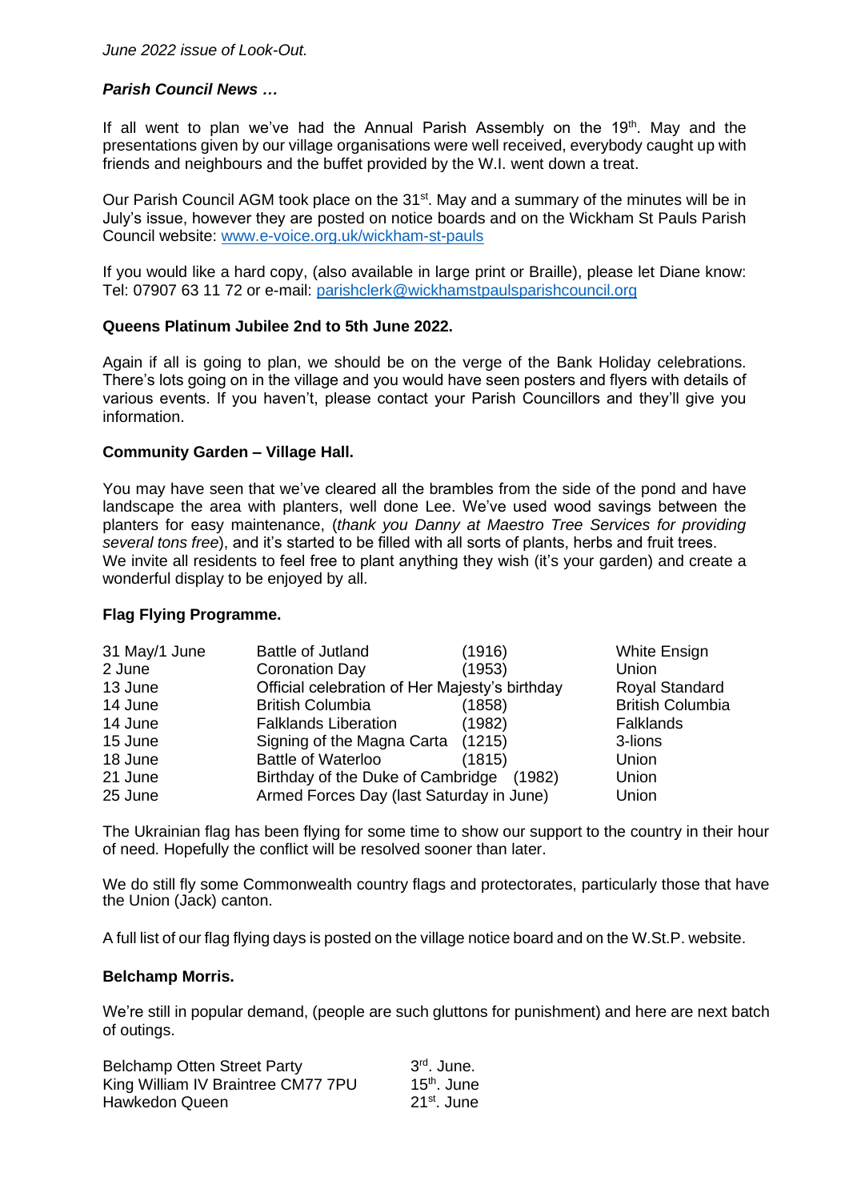*June 2022 issue of Look-Out.*

***Parish Council News …***

If all went to plan we've had the Annual Parish Assembly on the 19th. May and the presentations given by our village organisations were well received, everybody caught up with friends and neighbours and the buffet provided by the W.I. went down a treat.

Our Parish Council AGM took place on the 31st. May and a summary of the minutes will be in July's issue, however they are posted on notice boards and on the Wickham St Pauls Parish Council website: [www.e-voice.org.uk/wickham-st-pauls](www.e-voice.org.uk/wickham-st-pauls)

If you would like a hard copy, (also available in large print or Braille), please let Diane know: Tel: 07907 63 11 72 or e-mail: [parishclerk@wickhamstpaulsparishcouncil.org](mailto:parishclerk@wickhamstpaulsparishcouncil.org)

**Queens Platinum Jubilee 2nd to 5th June 2022.**

Again if all is going to plan, we should be on the verge of the Bank Holiday celebrations. There's lots going on in the village and you would have seen posters and flyers with details of various events. If you haven't, please contact your Parish Councillors and they'll give you information.

**Community Garden – Village Hall.**

You may have seen that we've cleared all the brambles from the side of the pond and have landscape the area with planters, well done Lee. We've used wood savings between the planters for easy maintenance, (*thank you Danny at Maestro Tree Services for providing several tons free*), and it's started to be filled with all sorts of plants, herbs and fruit trees. We invite all residents to feel free to plant anything they wish (it's your garden) and create a wonderful display to be enjoyed by all.

**Flag Flying Programme.**

| | | | |
|---|---|---|---|
| 31 May/1 June | Battle of Jutland | (1916) | White Ensign |
| 2 June | Coronation Day | (1953) | Union |
| 13 June | Official celebration of Her Majesty's birthday | | Royal Standard |
| 14 June | British Columbia | (1858) | British Columbia |
| 14 June | Falklands Liberation | (1982) | Falklands |
| 15 June | Signing of the Magna Carta | (1215) | 3-lions |
| 18 June | Battle of Waterloo | (1815) | Union |
| 21 June | Birthday of the Duke of Cambridge | (1982) | Union |
| 25 June | Armed Forces Day (last Saturday in June) | | Union |

The Ukrainian flag has been flying for some time to show our support to the country in their hour of need. Hopefully the conflict will be resolved sooner than later.

We do still fly some Commonwealth country flags and protectorates, particularly those that have the Union (Jack) canton.

A full list of our flag flying days is posted on the village notice board and on the W.St.P. website.

**Belchamp Morris.**

We're still in popular demand, (people are such gluttons for punishment) and here are next batch of outings.

| | |
|---|---|
| Belchamp Otten Street Party | 3rd. June. |
| King William IV Braintree CM77 7PU | 15th. June |
| Hawkedon Queen | 21st. June |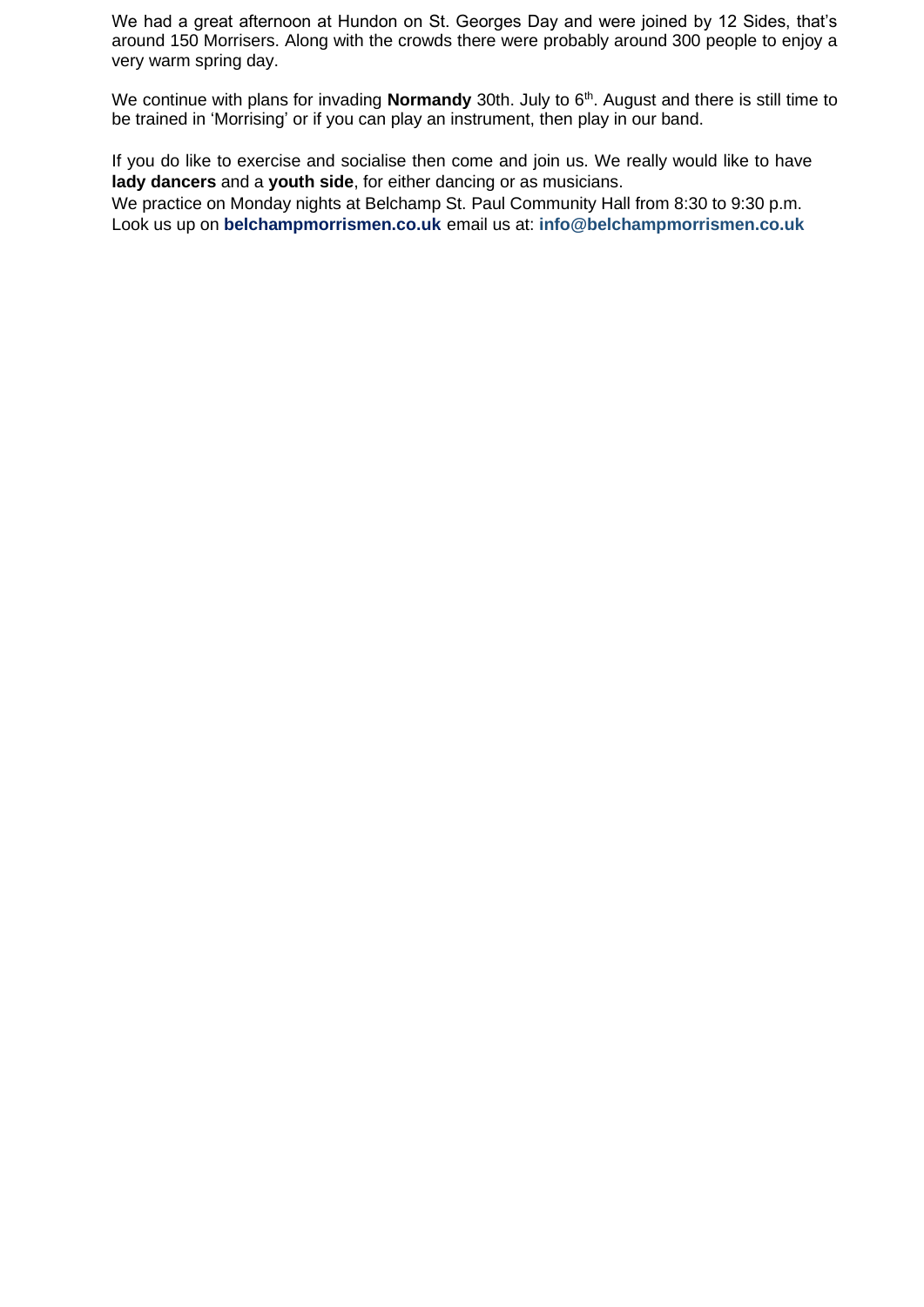We had a great afternoon at Hundon on St. Georges Day and were joined by 12 Sides, that's around 150 Morrisers. Along with the crowds there were probably around 300 people to enjoy a very warm spring day.

We continue with plans for invading **Normandy** 30th. July to 6th. August and there is still time to be trained in 'Morrising' or if you can play an instrument, then play in our band.

If you do like to exercise and socialise then come and join us. We really would like to have **lady dancers** and a **youth side**, for either dancing or as musicians.
We practice on Monday nights at Belchamp St. Paul Community Hall from 8:30 to 9:30 p.m.
Look us up on **belchampmorrismen.co.uk** email us at: **info@belchampmorrismen.co.uk**